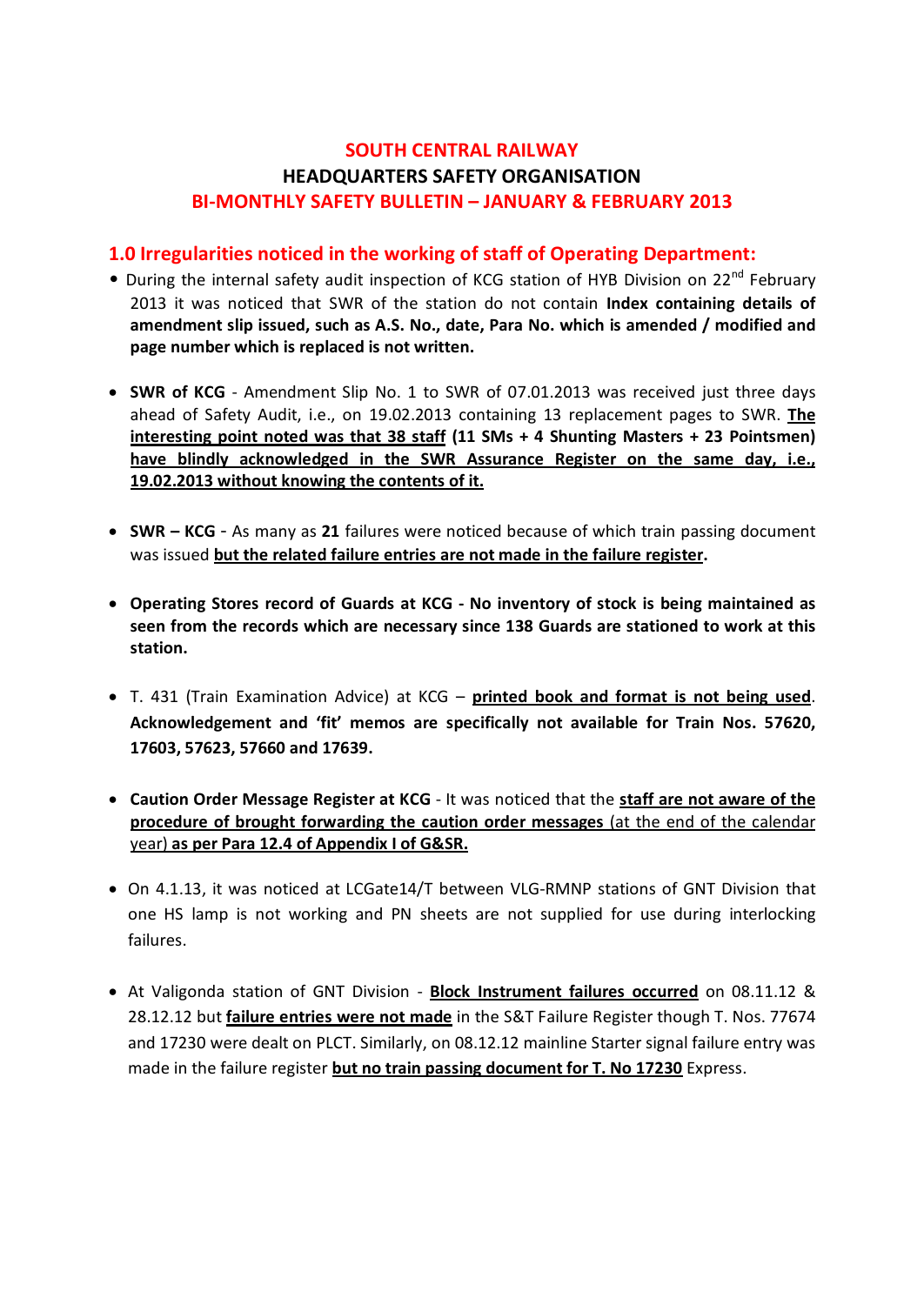# SOUTH CENTRAL RAILWAY
## HEADQUARTERS SAFETY ORGANISATION
## BI-MONTHLY SAFETY BULLETIN – JANUARY & FEBRUARY 2013

## 1.0 Irregularities noticed in the working of staff of Operating Department:

- During the internal safety audit inspection of KCG station of HYB Division on 22nd February 2013 it was noticed that SWR of the station do not contain **Index containing details of amendment slip issued, such as A.S. No., date, Para No. which is amended / modified and page number which is replaced is not written.**

- **SWR of KCG** - Amendment Slip No. 1 to SWR of 07.01.2013 was received just three days ahead of Safety Audit, i.e., on 19.02.2013 containing 13 replacement pages to SWR. **The interesting point noted was that 38 staff (11 SMs + 4 Shunting Masters + 23 Pointsmen) have blindly acknowledged in the SWR Assurance Register on the same day, i.e., 19.02.2013 without knowing the contents of it.**

- **SWR – KCG** - As many as **21** failures were noticed because of which train passing document was issued **but the related failure entries are not made in the failure register.**

- **Operating Stores record of Guards at KCG - No inventory of stock is being maintained as seen from the records which are necessary since 138 Guards are stationed to work at this station.**

- T. 431 (Train Examination Advice) at KCG – **printed book and format is not being used**. **Acknowledgement and 'fit' memos are specifically not available for Train Nos. 57620, 17603, 57623, 57660 and 17639.**

- **Caution Order Message Register at KCG** - It was noticed that the **staff are not aware of the procedure of brought forwarding the caution order messages** (at the end of the calendar year) **as per Para 12.4 of Appendix I of G&SR.**

- On 4.1.13, it was noticed at LCGate14/T between VLG-RMNP stations of GNT Division that one HS lamp is not working and PN sheets are not supplied for use during interlocking failures.

- At Valigonda station of GNT Division - **Block Instrument failures occurred** on 08.11.12 & 28.12.12 but **failure entries were not made** in the S&T Failure Register though T. Nos. 77674 and 17230 were dealt on PLCT. Similarly, on 08.12.12 mainline Starter signal failure entry was made in the failure register **but no train passing document for T. No 17230** Express.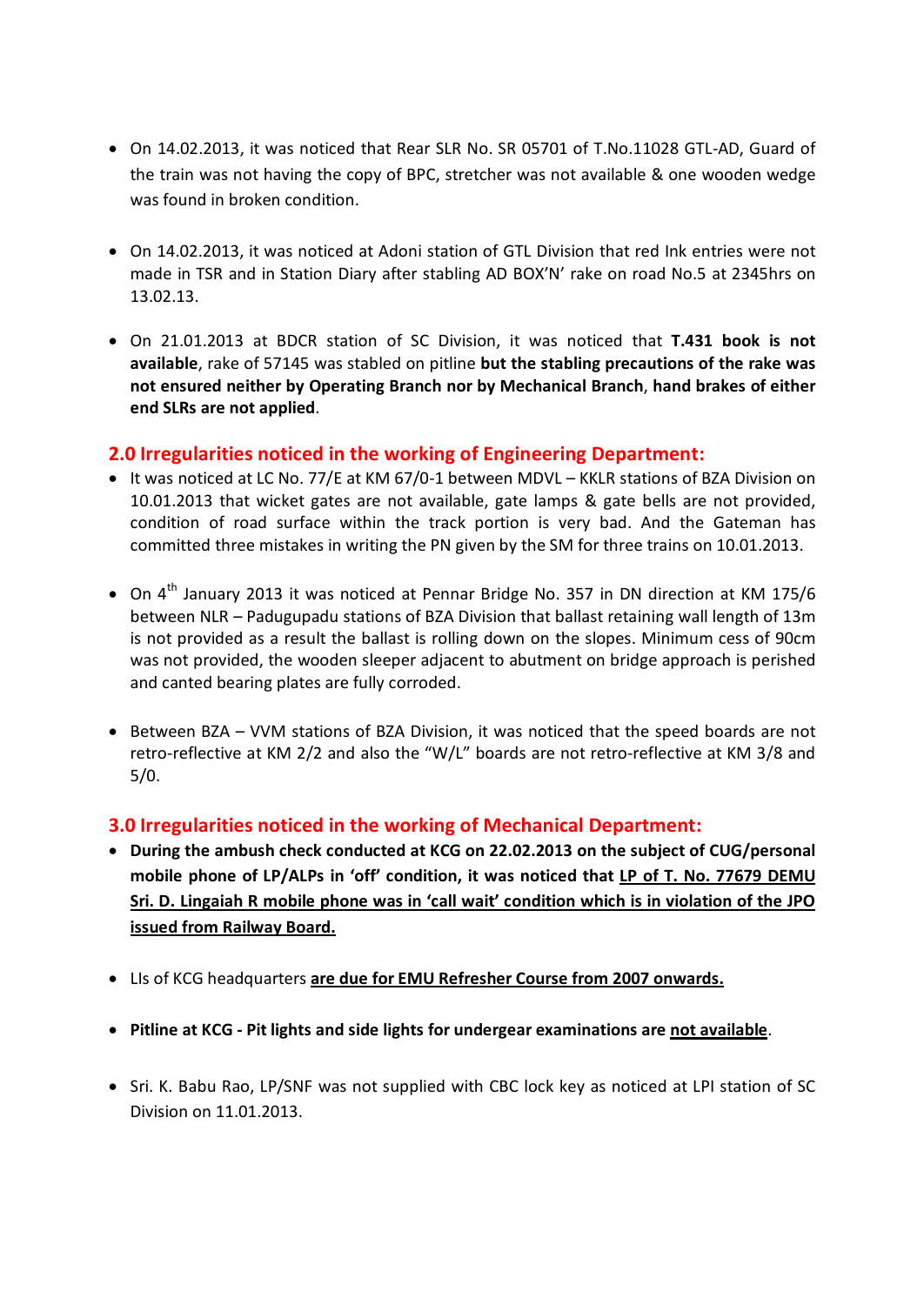- On 14.02.2013, it was noticed that Rear SLR No. SR 05701 of T.No.11028 GTL-AD, Guard of the train was not having the copy of BPC, stretcher was not available & one wooden wedge was found in broken condition.

- On 14.02.2013, it was noticed at Adoni station of GTL Division that red Ink entries were not made in TSR and in Station Diary after stabling AD BOX'N' rake on road No.5 at 2345hrs on 13.02.13.

- On 21.01.2013 at BDCR station of SC Division, it was noticed that **T.431 book is not available**, rake of 57145 was stabled on pitline **but the stabling precautions of the rake was not ensured neither by Operating Branch nor by Mechanical Branch**, **hand brakes of either end SLRs are not applied**.

## 2.0 Irregularities noticed in the working of Engineering Department:

- It was noticed at LC No. 77/E at KM 67/0-1 between MDVL – KKLR stations of BZA Division on 10.01.2013 that wicket gates are not available, gate lamps & gate bells are not provided, condition of road surface within the track portion is very bad. And the Gateman has committed three mistakes in writing the PN given by the SM for three trains on 10.01.2013.

- On 4th January 2013 it was noticed at Pennar Bridge No. 357 in DN direction at KM 175/6 between NLR – Padugupadu stations of BZA Division that ballast retaining wall length of 13m is not provided as a result the ballast is rolling down on the slopes. Minimum cess of 90cm was not provided, the wooden sleeper adjacent to abutment on bridge approach is perished and canted bearing plates are fully corroded.

- Between BZA – VVM stations of BZA Division, it was noticed that the speed boards are not retro-reflective at KM 2/2 and also the "W/L" boards are not retro-reflective at KM 3/8 and 5/0.

## 3.0 Irregularities noticed in the working of Mechanical Department:

- **During the ambush check conducted at KCG on 22.02.2013 on the subject of CUG/personal mobile phone of LP/ALPs in 'off' condition, it was noticed that <u>LP of T. No. 77679 DEMU Sri. D. Lingaiah R mobile phone was in 'call wait' condition which is in violation of the JPO issued from Railway Board.</u>**

- LIs of KCG headquarters **<u>are due for EMU Refresher Course from 2007 onwards.</u>**

- **Pitline at KCG - Pit lights and side lights for undergear examinations are <u>not available</u>**.

- Sri. K. Babu Rao, LP/SNF was not supplied with CBC lock key as noticed at LPI station of SC Division on 11.01.2013.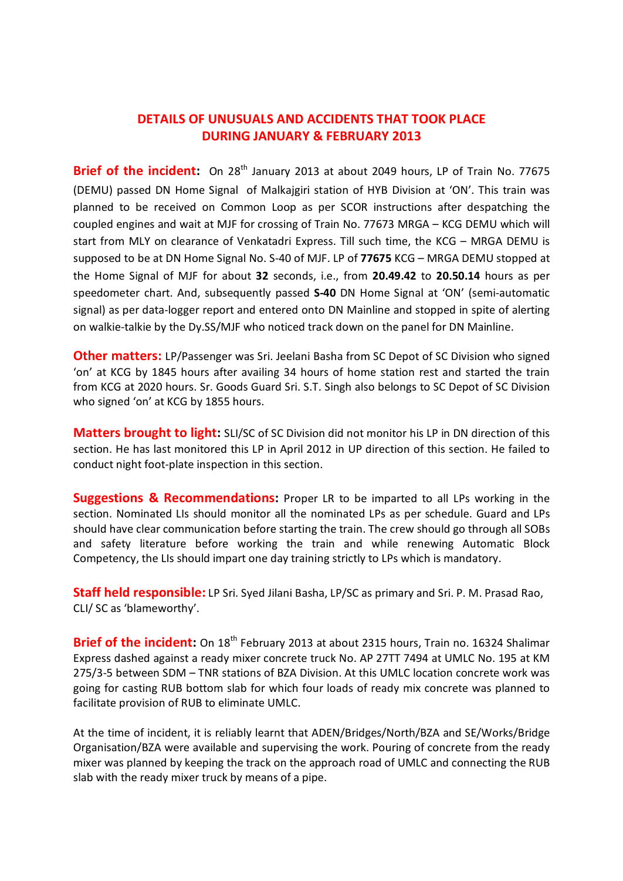## DETAILS OF UNUSUALS AND ACCIDENTS THAT TOOK PLACE DURING JANUARY & FEBRUARY 2013

**Brief of the incident:** On 28th January 2013 at about 2049 hours, LP of Train No. 77675 (DEMU) passed DN Home Signal of Malkajgiri station of HYB Division at 'ON'. This train was planned to be received on Common Loop as per SCOR instructions after despatching the coupled engines and wait at MJF for crossing of Train No. 77673 MRGA – KCG DEMU which will start from MLY on clearance of Venkatadri Express. Till such time, the KCG – MRGA DEMU is supposed to be at DN Home Signal No. S-40 of MJF. LP of **77675** KCG – MRGA DEMU stopped at the Home Signal of MJF for about **32** seconds, i.e., from **20.49.42** to **20.50.14** hours as per speedometer chart. And, subsequently passed **S-40** DN Home Signal at 'ON' (semi-automatic signal) as per data-logger report and entered onto DN Mainline and stopped in spite of alerting on walkie-talkie by the Dy.SS/MJF who noticed track down on the panel for DN Mainline.

**Other matters:** LP/Passenger was Sri. Jeelani Basha from SC Depot of SC Division who signed 'on' at KCG by 1845 hours after availing 34 hours of home station rest and started the train from KCG at 2020 hours. Sr. Goods Guard Sri. S.T. Singh also belongs to SC Depot of SC Division who signed 'on' at KCG by 1855 hours.

**Matters brought to light:** SLI/SC of SC Division did not monitor his LP in DN direction of this section. He has last monitored this LP in April 2012 in UP direction of this section. He failed to conduct night foot-plate inspection in this section.

**Suggestions & Recommendations:** Proper LR to be imparted to all LPs working in the section. Nominated LIs should monitor all the nominated LPs as per schedule. Guard and LPs should have clear communication before starting the train. The crew should go through all SOBs and safety literature before working the train and while renewing Automatic Block Competency, the LIs should impart one day training strictly to LPs which is mandatory.

**Staff held responsible:** LP Sri. Syed Jilani Basha, LP/SC as primary and Sri. P. M. Prasad Rao, CLI/ SC as 'blameworthy'.

**Brief of the incident:** On 18th February 2013 at about 2315 hours, Train no. 16324 Shalimar Express dashed against a ready mixer concrete truck No. AP 27TT 7494 at UMLC No. 195 at KM 275/3-5 between SDM – TNR stations of BZA Division. At this UMLC location concrete work was going for casting RUB bottom slab for which four loads of ready mix concrete was planned to facilitate provision of RUB to eliminate UMLC.

At the time of incident, it is reliably learnt that ADEN/Bridges/North/BZA and SE/Works/Bridge Organisation/BZA were available and supervising the work. Pouring of concrete from the ready mixer was planned by keeping the track on the approach road of UMLC and connecting the RUB slab with the ready mixer truck by means of a pipe.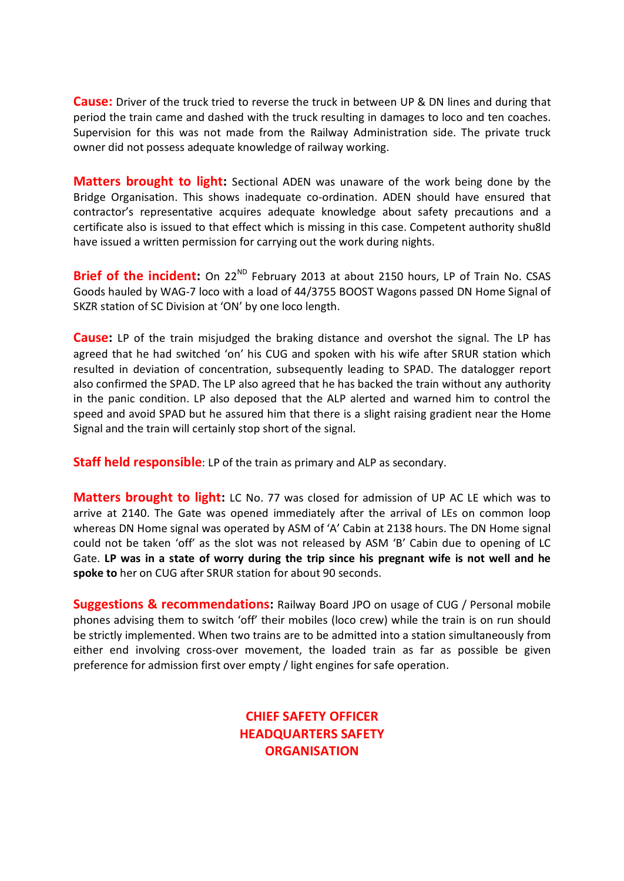**Cause:** Driver of the truck tried to reverse the truck in between UP & DN lines and during that period the train came and dashed with the truck resulting in damages to loco and ten coaches. Supervision for this was not made from the Railway Administration side. The private truck owner did not possess adequate knowledge of railway working.

**Matters brought to light:** Sectional ADEN was unaware of the work being done by the Bridge Organisation. This shows inadequate co-ordination. ADEN should have ensured that contractor's representative acquires adequate knowledge about safety precautions and a certificate also is issued to that effect which is missing in this case. Competent authority shu8ld have issued a written permission for carrying out the work during nights.

**Brief of the incident:** On 22[ND] February 2013 at about 2150 hours, LP of Train No. CSAS Goods hauled by WAG-7 loco with a load of 44/3755 BOOST Wagons passed DN Home Signal of SKZR station of SC Division at 'ON' by one loco length.

**Cause:** LP of the train misjudged the braking distance and overshot the signal. The LP has agreed that he had switched 'on' his CUG and spoken with his wife after SRUR station which resulted in deviation of concentration, subsequently leading to SPAD. The datalogger report also confirmed the SPAD. The LP also agreed that he has backed the train without any authority in the panic condition. LP also deposed that the ALP alerted and warned him to control the speed and avoid SPAD but he assured him that there is a slight raising gradient near the Home Signal and the train will certainly stop short of the signal.

**Staff held responsible**: LP of the train as primary and ALP as secondary.

**Matters brought to light:** LC No. 77 was closed for admission of UP AC LE which was to arrive at 2140. The Gate was opened immediately after the arrival of LEs on common loop whereas DN Home signal was operated by ASM of 'A' Cabin at 2138 hours. The DN Home signal could not be taken 'off' as the slot was not released by ASM 'B' Cabin due to opening of LC Gate. **LP was in a state of worry during the trip since his pregnant wife is not well and he spoke to** her on CUG after SRUR station for about 90 seconds.

**Suggestions & recommendations:** Railway Board JPO on usage of CUG / Personal mobile phones advising them to switch 'off' their mobiles (loco crew) while the train is on run should be strictly implemented. When two trains are to be admitted into a station simultaneously from either end involving cross-over movement, the loaded train as far as possible be given preference for admission first over empty / light engines for safe operation.

**CHIEF SAFETY OFFICER**
**HEADQUARTERS SAFETY ORGANISATION**